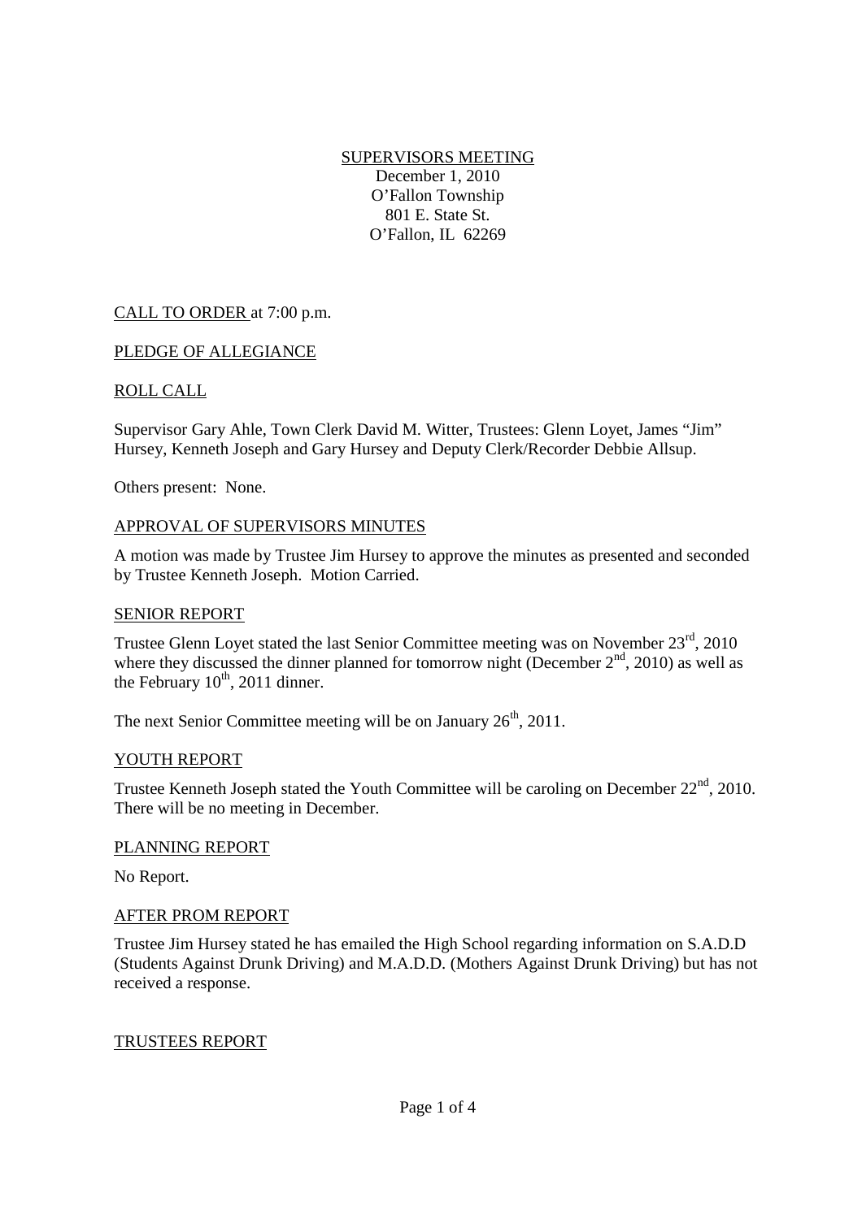# SUPERVISORS MEETING

December 1, 2010
O'Fallon Township
801 E. State St.
O'Fallon, IL 62269

## CALL TO ORDER at 7:00 p.m.

## PLEDGE OF ALLEGIANCE

## ROLL CALL

Supervisor Gary Ahle, Town Clerk David M. Witter, Trustees: Glenn Loyet, James "Jim" Hursey, Kenneth Joseph and Gary Hursey and Deputy Clerk/Recorder Debbie Allsup.

Others present: None.

## APPROVAL OF SUPERVISORS MINUTES

A motion was made by Trustee Jim Hursey to approve the minutes as presented and seconded by Trustee Kenneth Joseph. Motion Carried.

## SENIOR REPORT

Trustee Glenn Loyet stated the last Senior Committee meeting was on November 23rd, 2010 where they discussed the dinner planned for tomorrow night (December 2nd, 2010) as well as the February 10th, 2011 dinner.

The next Senior Committee meeting will be on January 26th, 2011.

## YOUTH REPORT

Trustee Kenneth Joseph stated the Youth Committee will be caroling on December 22nd, 2010. There will be no meeting in December.

## PLANNING REPORT

No Report.

## AFTER PROM REPORT

Trustee Jim Hursey stated he has emailed the High School regarding information on S.A.D.D (Students Against Drunk Driving) and M.A.D.D. (Mothers Against Drunk Driving) but has not received a response.

## TRUSTEES REPORT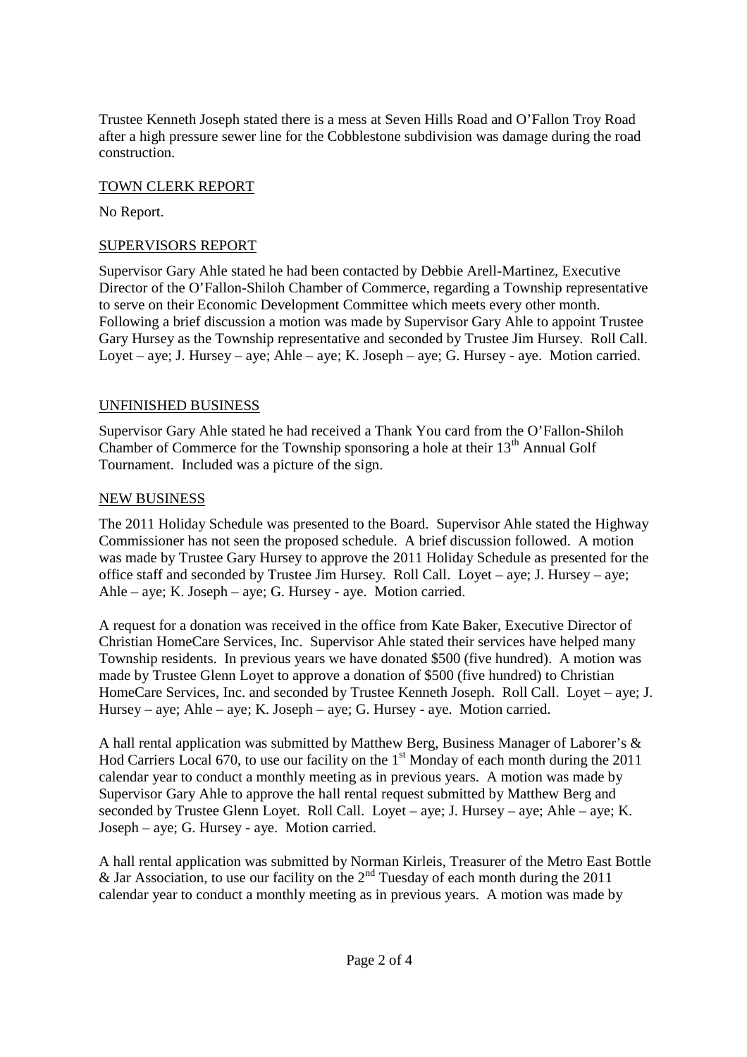Trustee Kenneth Joseph stated there is a mess at Seven Hills Road and O'Fallon Troy Road after a high pressure sewer line for the Cobblestone subdivision was damage during the road construction.

## TOWN CLERK REPORT

No Report.

## SUPERVISORS REPORT

Supervisor Gary Ahle stated he had been contacted by Debbie Arell-Martinez, Executive Director of the O'Fallon-Shiloh Chamber of Commerce, regarding a Township representative to serve on their Economic Development Committee which meets every other month. Following a brief discussion a motion was made by Supervisor Gary Ahle to appoint Trustee Gary Hursey as the Township representative and seconded by Trustee Jim Hursey. Roll Call. Loyet – aye; J. Hursey – aye; Ahle – aye; K. Joseph – aye; G. Hursey - aye. Motion carried.

## UNFINISHED BUSINESS

Supervisor Gary Ahle stated he had received a Thank You card from the O'Fallon-Shiloh Chamber of Commerce for the Township sponsoring a hole at their 13th Annual Golf Tournament. Included was a picture of the sign.

## NEW BUSINESS

The 2011 Holiday Schedule was presented to the Board. Supervisor Ahle stated the Highway Commissioner has not seen the proposed schedule. A brief discussion followed. A motion was made by Trustee Gary Hursey to approve the 2011 Holiday Schedule as presented for the office staff and seconded by Trustee Jim Hursey. Roll Call. Loyet – aye; J. Hursey – aye; Ahle – aye; K. Joseph – aye; G. Hursey - aye. Motion carried.

A request for a donation was received in the office from Kate Baker, Executive Director of Christian HomeCare Services, Inc. Supervisor Ahle stated their services have helped many Township residents. In previous years we have donated $500 (five hundred). A motion was made by Trustee Glenn Loyet to approve a donation of $500 (five hundred) to Christian HomeCare Services, Inc. and seconded by Trustee Kenneth Joseph. Roll Call. Loyet – aye; J. Hursey – aye; Ahle – aye; K. Joseph – aye; G. Hursey - aye. Motion carried.

A hall rental application was submitted by Matthew Berg, Business Manager of Laborer's & Hod Carriers Local 670, to use our facility on the 1st Monday of each month during the 2011 calendar year to conduct a monthly meeting as in previous years. A motion was made by Supervisor Gary Ahle to approve the hall rental request submitted by Matthew Berg and seconded by Trustee Glenn Loyet. Roll Call. Loyet – aye; J. Hursey – aye; Ahle – aye; K. Joseph – aye; G. Hursey - aye. Motion carried.

A hall rental application was submitted by Norman Kirleis, Treasurer of the Metro East Bottle & Jar Association, to use our facility on the 2nd Tuesday of each month during the 2011 calendar year to conduct a monthly meeting as in previous years. A motion was made by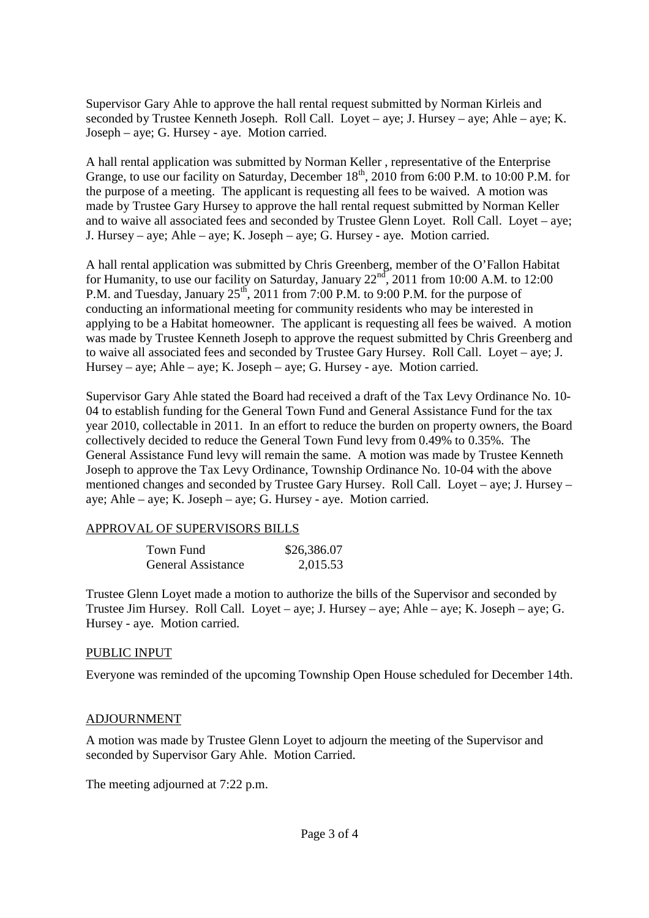Supervisor Gary Ahle to approve the hall rental request submitted by Norman Kirleis and seconded by Trustee Kenneth Joseph. Roll Call. Loyet – aye; J. Hursey – aye; Ahle – aye; K. Joseph – aye; G. Hursey - aye. Motion carried.

A hall rental application was submitted by Norman Keller , representative of the Enterprise Grange, to use our facility on Saturday, December 18th, 2010 from 6:00 P.M. to 10:00 P.M. for the purpose of a meeting. The applicant is requesting all fees to be waived. A motion was made by Trustee Gary Hursey to approve the hall rental request submitted by Norman Keller and to waive all associated fees and seconded by Trustee Glenn Loyet. Roll Call. Loyet – aye; J. Hursey – aye; Ahle – aye; K. Joseph – aye; G. Hursey - aye. Motion carried.

A hall rental application was submitted by Chris Greenberg, member of the O'Fallon Habitat for Humanity, to use our facility on Saturday, January 22nd, 2011 from 10:00 A.M. to 12:00 P.M. and Tuesday, January 25th, 2011 from 7:00 P.M. to 9:00 P.M. for the purpose of conducting an informational meeting for community residents who may be interested in applying to be a Habitat homeowner. The applicant is requesting all fees be waived. A motion was made by Trustee Kenneth Joseph to approve the request submitted by Chris Greenberg and to waive all associated fees and seconded by Trustee Gary Hursey. Roll Call. Loyet – aye; J. Hursey – aye; Ahle – aye; K. Joseph – aye; G. Hursey - aye. Motion carried.

Supervisor Gary Ahle stated the Board had received a draft of the Tax Levy Ordinance No. 10-04 to establish funding for the General Town Fund and General Assistance Fund for the tax year 2010, collectable in 2011. In an effort to reduce the burden on property owners, the Board collectively decided to reduce the General Town Fund levy from 0.49% to 0.35%. The General Assistance Fund levy will remain the same. A motion was made by Trustee Kenneth Joseph to approve the Tax Levy Ordinance, Township Ordinance No. 10-04 with the above mentioned changes and seconded by Trustee Gary Hursey. Roll Call. Loyet – aye; J. Hursey – aye; Ahle – aye; K. Joseph – aye; G. Hursey - aye. Motion carried.

## APPROVAL OF SUPERVISORS BILLS

| | |
|---|---|
| Town Fund | \$26,386.07 |
| General Assistance | 2,015.53 |

Trustee Glenn Loyet made a motion to authorize the bills of the Supervisor and seconded by Trustee Jim Hursey. Roll Call. Loyet – aye; J. Hursey – aye; Ahle – aye; K. Joseph – aye; G. Hursey - aye. Motion carried.

## PUBLIC INPUT

Everyone was reminded of the upcoming Township Open House scheduled for December 14th.

## ADJOURNMENT

A motion was made by Trustee Glenn Loyet to adjourn the meeting of the Supervisor and seconded by Supervisor Gary Ahle. Motion Carried.

The meeting adjourned at 7:22 p.m.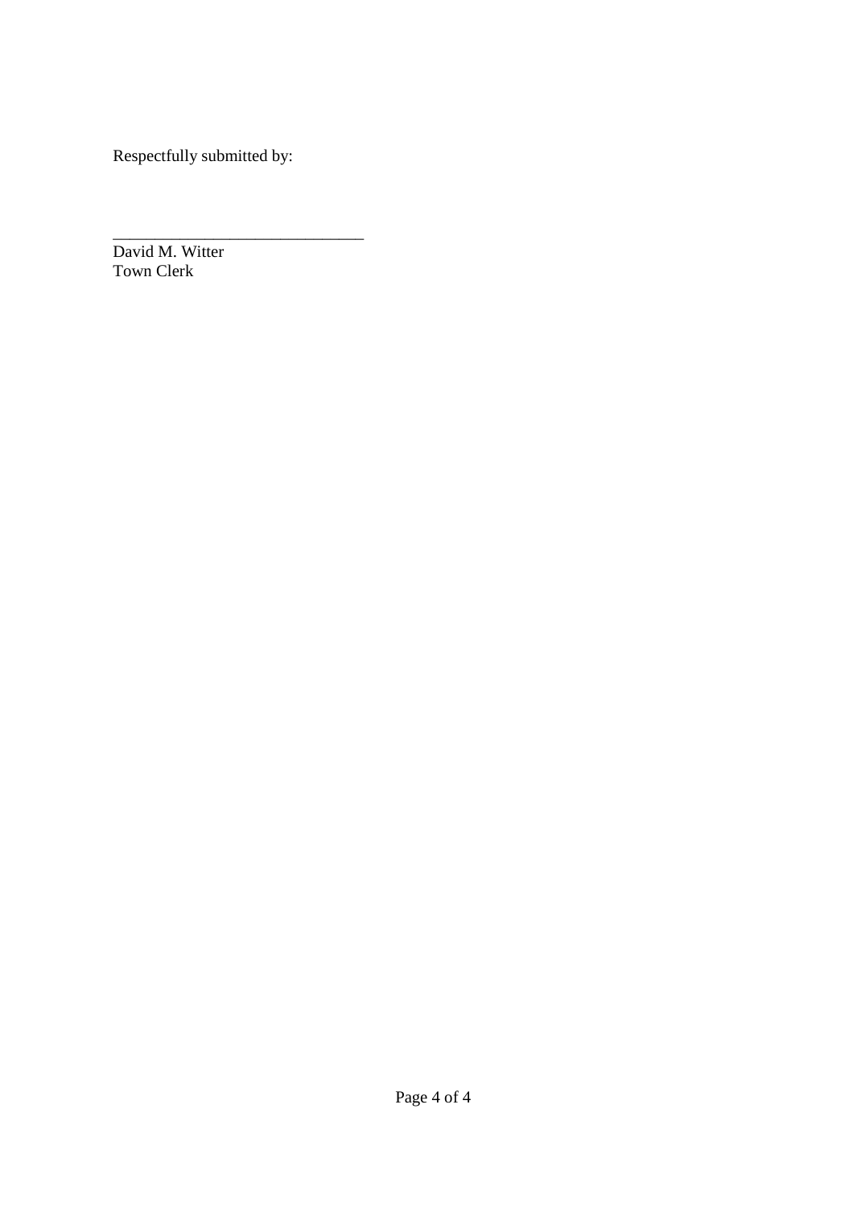Respectfully submitted by:

_______________________________
David M. Witter
Town Clerk